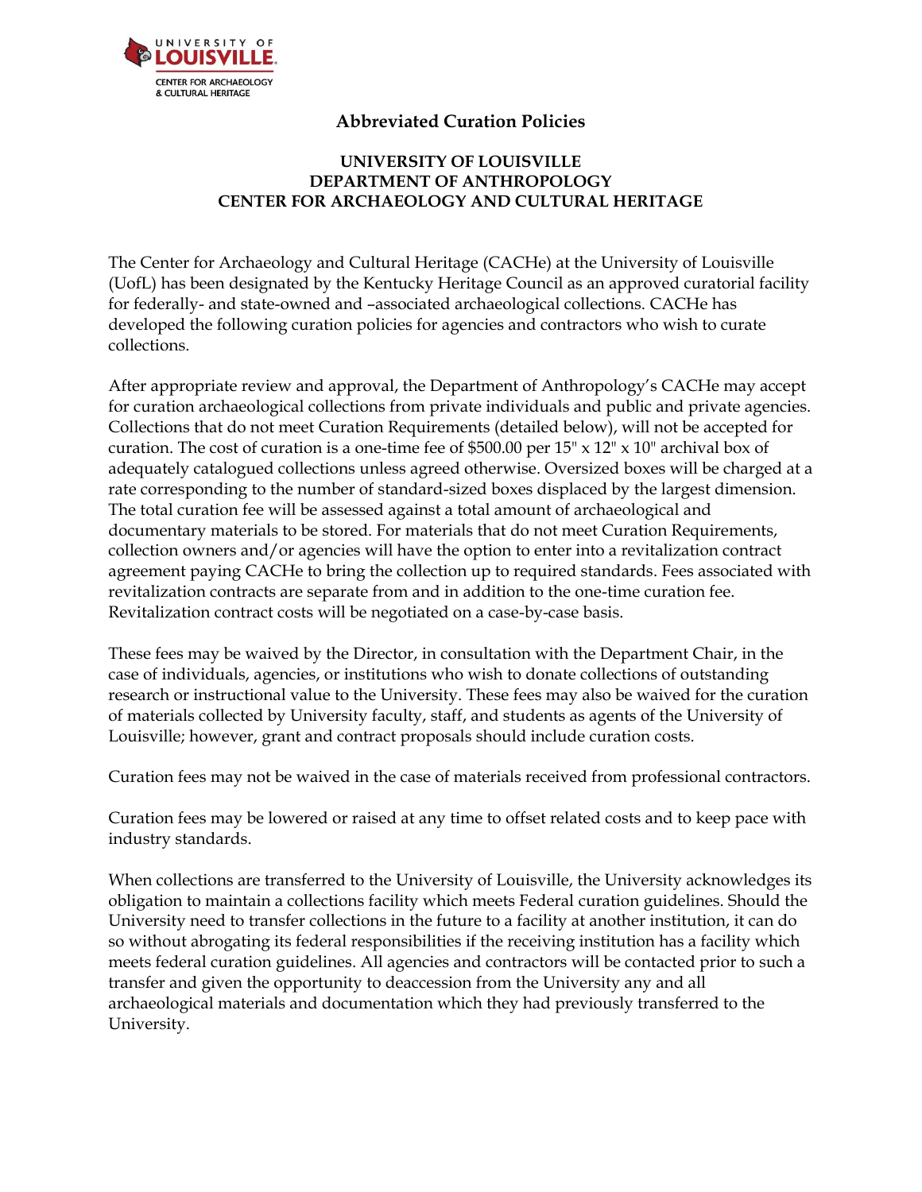UNIVERSITY OF LOUISVILLE
CENTER FOR ARCHAEOLOGY & CULTURAL HERITAGE

# Abbreviated Curation Policies

## UNIVERSITY OF LOUISVILLE
## DEPARTMENT OF ANTHROPOLOGY
## CENTER FOR ARCHAEOLOGY AND CULTURAL HERITAGE

The Center for Archaeology and Cultural Heritage (CACHe) at the University of Louisville (UofL) has been designated by the Kentucky Heritage Council as an approved curatorial facility for federally- and state-owned and –associated archaeological collections. CACHe has developed the following curation policies for agencies and contractors who wish to curate collections.

After appropriate review and approval, the Department of Anthropology's CACHe may accept for curation archaeological collections from private individuals and public and private agencies. Collections that do not meet Curation Requirements (detailed below), will not be accepted for curation. The cost of curation is a one-time fee of $500.00 per 15" x 12" x 10" archival box of adequately catalogued collections unless agreed otherwise. Oversized boxes will be charged at a rate corresponding to the number of standard-sized boxes displaced by the largest dimension. The total curation fee will be assessed against a total amount of archaeological and documentary materials to be stored. For materials that do not meet Curation Requirements, collection owners and/or agencies will have the option to enter into a revitalization contract agreement paying CACHe to bring the collection up to required standards. Fees associated with revitalization contracts are separate from and in addition to the one-time curation fee. Revitalization contract costs will be negotiated on a case-by-case basis.

These fees may be waived by the Director, in consultation with the Department Chair, in the case of individuals, agencies, or institutions who wish to donate collections of outstanding research or instructional value to the University. These fees may also be waived for the curation of materials collected by University faculty, staff, and students as agents of the University of Louisville; however, grant and contract proposals should include curation costs.

Curation fees may not be waived in the case of materials received from professional contractors.

Curation fees may be lowered or raised at any time to offset related costs and to keep pace with industry standards.

When collections are transferred to the University of Louisville, the University acknowledges its obligation to maintain a collections facility which meets Federal curation guidelines. Should the University need to transfer collections in the future to a facility at another institution, it can do so without abrogating its federal responsibilities if the receiving institution has a facility which meets federal curation guidelines. All agencies and contractors will be contacted prior to such a transfer and given the opportunity to deaccession from the University any and all archaeological materials and documentation which they had previously transferred to the University.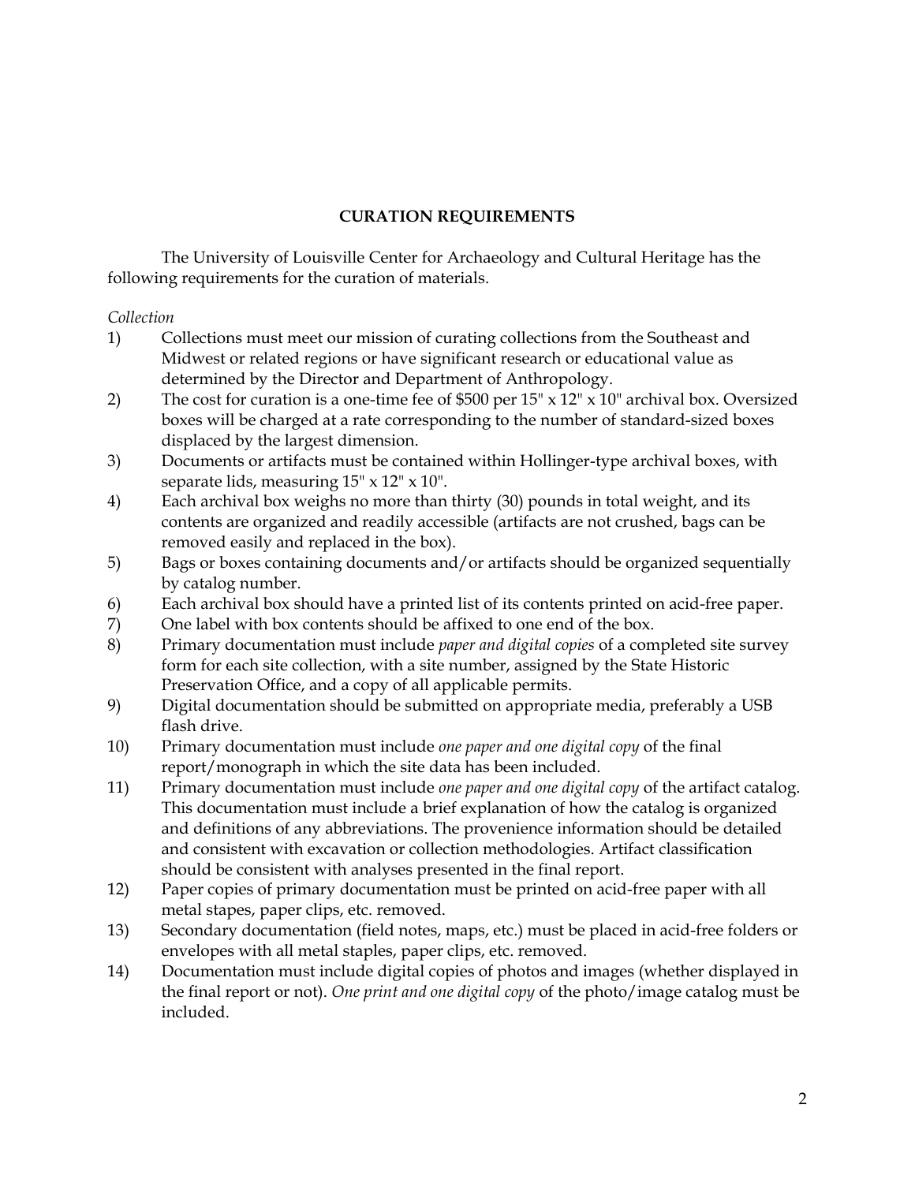## CURATION REQUIREMENTS

The University of Louisville Center for Archaeology and Cultural Heritage has the following requirements for the curation of materials.

*Collection*

1) Collections must meet our mission of curating collections from the Southeast and Midwest or related regions or have significant research or educational value as determined by the Director and Department of Anthropology.
2) The cost for curation is a one-time fee of $500 per 15" x 12" x 10" archival box. Oversized boxes will be charged at a rate corresponding to the number of standard-sized boxes displaced by the largest dimension.
3) Documents or artifacts must be contained within Hollinger-type archival boxes, with separate lids, measuring 15" x 12" x 10".
4) Each archival box weighs no more than thirty (30) pounds in total weight, and its contents are organized and readily accessible (artifacts are not crushed, bags can be removed easily and replaced in the box).
5) Bags or boxes containing documents and/or artifacts should be organized sequentially by catalog number.
6) Each archival box should have a printed list of its contents printed on acid-free paper.
7) One label with box contents should be affixed to one end of the box.
8) Primary documentation must include *paper and digital copies* of a completed site survey form for each site collection, with a site number, assigned by the State Historic Preservation Office, and a copy of all applicable permits.
9) Digital documentation should be submitted on appropriate media, preferably a USB flash drive.
10) Primary documentation must include *one paper and one digital copy* of the final report/monograph in which the site data has been included.
11) Primary documentation must include *one paper and one digital copy* of the artifact catalog. This documentation must include a brief explanation of how the catalog is organized and definitions of any abbreviations. The provenience information should be detailed and consistent with excavation or collection methodologies. Artifact classification should be consistent with analyses presented in the final report.
12) Paper copies of primary documentation must be printed on acid-free paper with all metal stapes, paper clips, etc. removed.
13) Secondary documentation (field notes, maps, etc.) must be placed in acid-free folders or envelopes with all metal staples, paper clips, etc. removed.
14) Documentation must include digital copies of photos and images (whether displayed in the final report or not). *One print and one digital copy* of the photo/image catalog must be included.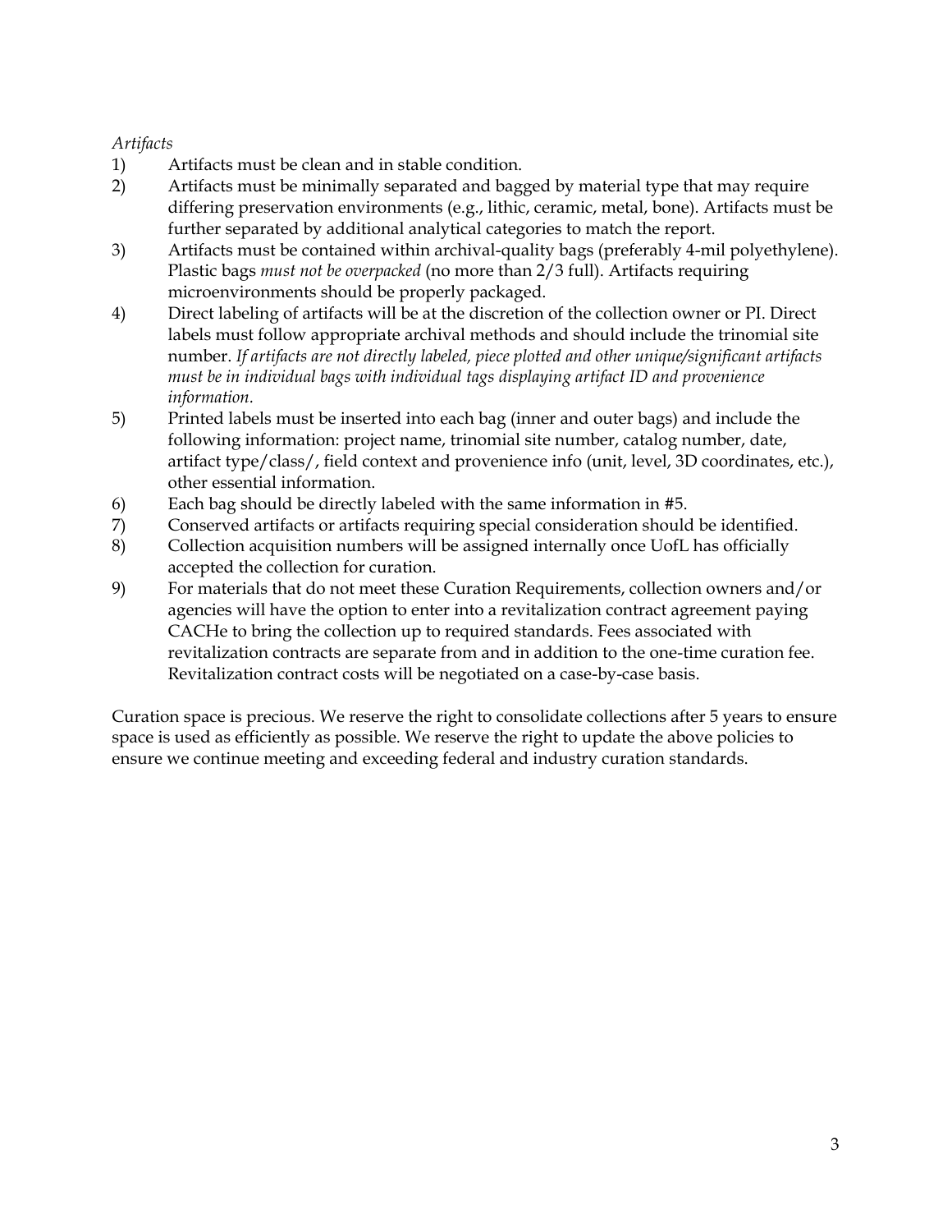*Artifacts*

1) Artifacts must be clean and in stable condition.
2) Artifacts must be minimally separated and bagged by material type that may require differing preservation environments (e.g., lithic, ceramic, metal, bone). Artifacts must be further separated by additional analytical categories to match the report.
3) Artifacts must be contained within archival-quality bags (preferably 4-mil polyethylene). Plastic bags *must not be overpacked* (no more than 2/3 full). Artifacts requiring microenvironments should be properly packaged.
4) Direct labeling of artifacts will be at the discretion of the collection owner or PI. Direct labels must follow appropriate archival methods and should include the trinomial site number. *If artifacts are not directly labeled, piece plotted and other unique/significant artifacts must be in individual bags with individual tags displaying artifact ID and provenience information.*
5) Printed labels must be inserted into each bag (inner and outer bags) and include the following information: project name, trinomial site number, catalog number, date, artifact type/class/, field context and provenience info (unit, level, 3D coordinates, etc.), other essential information.
6) Each bag should be directly labeled with the same information in #5.
7) Conserved artifacts or artifacts requiring special consideration should be identified.
8) Collection acquisition numbers will be assigned internally once UofL has officially accepted the collection for curation.
9) For materials that do not meet these Curation Requirements, collection owners and/or agencies will have the option to enter into a revitalization contract agreement paying CACHe to bring the collection up to required standards. Fees associated with revitalization contracts are separate from and in addition to the one-time curation fee. Revitalization contract costs will be negotiated on a case-by-case basis.

Curation space is precious. We reserve the right to consolidate collections after 5 years to ensure space is used as efficiently as possible. We reserve the right to update the above policies to ensure we continue meeting and exceeding federal and industry curation standards.